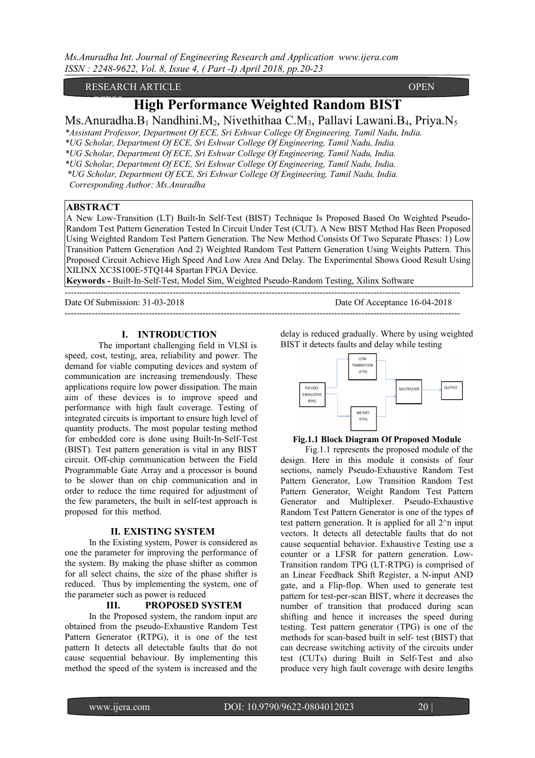RESEARCH ARTICLE OPEN ACCESS

# High Performance Weighted Random BIST

Ms.Anuradha.B[1] Nandhini.M[2], Nivethithaa C.M[3], Pallavi Lawani.B[4], Priya.N[5]

*\*Assistant Professor, Department Of ECE, Sri Eshwar College Of Engineering, Tamil Nadu, India.*
*\*UG Scholar, Department Of ECE, Sri Eshwar College Of Engineering, Tamil Nadu, India.*
*\*UG Scholar, Department Of ECE, Sri Eshwar College Of Engineering, Tamil Nadu, India.*
*\*UG Scholar, Department Of ECE, Sri Eshwar College Of Engineering, Tamil Nadu, India.*
*\*UG Scholar, Department Of ECE, Sri Eshwar College Of Engineering, Tamil Nadu, India.*
*Corresponding Author: Ms.Anuradha*

**ABSTRACT**

A New Low-Transition (LT) Built-In Self-Test (BIST) Technique Is Proposed Based On Weighted Pseudo-Random Test Pattern Generation Tested In Circuit Under Test (CUT). A New BIST Method Has Been Proposed Using Weighted Random Test Pattern Generation. The New Method Consists Of Two Separate Phases: 1) Low Transition Pattern Generation And 2) Weighted Random Test Pattern Generation Using Weights Pattern. This Proposed Circuit Achieve High Speed And Low Area And Delay. The Experimental Shows Good Result Using XILINX XC3S100E-5TQ144 Spartan FPGA Device.

**Keywords -** Built-In-Self-Test, Model Sim, Weighted Pseudo-Random Testing, Xilinx Software

Date Of Submission: 31-03-2018 Date Of Acceptance 16-04-2018

## I. INTRODUCTION

The important challenging field in VLSI is speed, cost, testing, area, reliability and power. The demand for viable computing devices and system of communication are increasing tremendously. These applications require low power dissipation. The main aim of these devices is to improve speed and performance with high fault coverage. Testing of integrated circuits is important to ensure high level of quantity products. The most popular testing method for embedded core is done using Built-In-Self-Test (BIST). Test pattern generation is vital in any BIST circuit. Off-chip communication between the Field Programmable Gate Array and a processor is bound to be slower than on chip communication and in order to reduce the time required for adjustment of the few parameters, the built in self-test approach is proposed for this method.

## II. EXISTING SYSTEM

In the Existing system, Power is considered as one the parameter for improving the performance of the system. By making the phase shifter as common for all select chains, the size of the phase shifter is reduced. Thus by implementing the system, one of the parameter such as power is reduced

## III. PROPOSED SYSTEM

In the Proposed system, the random input are obtained from the pseudo-Exhaustive Random Test Pattern Generator (RTPG), it is one of the test pattern It detects all detectable faults that do not cause sequential behaviour. By implementing this method the speed of the system is increased and the delay is reduced gradually. Where by using weighted BIST it detects faults and delay while testing

**Fig.1.1 Block Diagram Of Proposed Module**

Fig.1.1 represents the proposed module of the design. Here in this module it consists of four sections, namely Pseudo-Exhaustive Random Test Pattern Generator, Low Transition Random Test Pattern Generator, Weight Random Test Pattern Generator and Multiplexer. Pseudo-Exhaustive Random Test Pattern Generator is one of the types of test pattern generation. It is applied for all 2^n input vectors. It detects all detectable faults that do not cause sequential behavior. Exhaustive Testing use a counter or a LFSR for pattern generation. Low-Transition random TPG (LT-RTPG) is comprised of an Linear Feedback Shift Register, a N-input AND gate, and a Flip-flop. When used to generate test pattern for test-per-scan BIST, where it decreases the number of transition that produced during scan shifting and hence it increases the speed during testing. Test pattern generator (TPG) is one of the methods for scan-based built in self- test (BIST) that can decrease switching activity of the circuits under test (CUTs) during Built in Self-Test and also produce very high fault coverage with desire lengths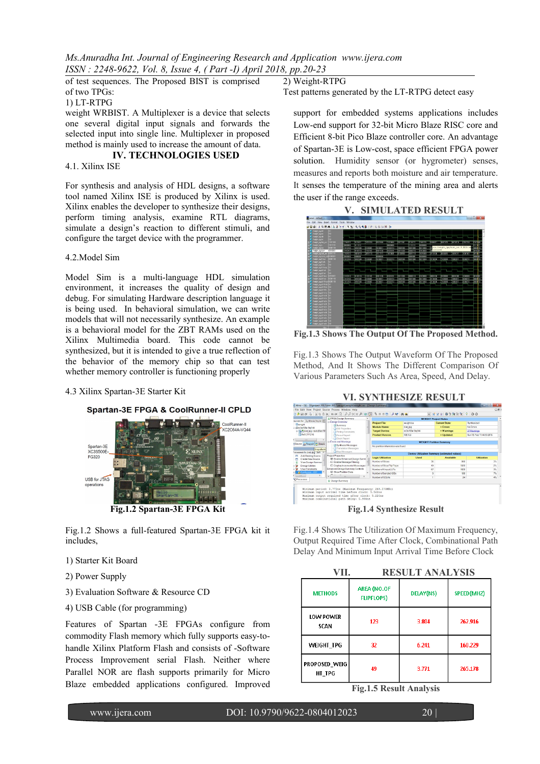of test sequences. The Proposed BIST is comprised of two TPGs:

1) LT-RTPG

2) Weight-RTPG

Test patterns generated by the LT-RTPG detect easy weight WRBIST. A Multiplexer is a device that selects one several digital input signals and forwards the selected input into single line. Multiplexer in proposed method is mainly used to increase the amount of data.

## IV. TECHNOLOGIES USED

### 4.1. Xilinx ISE

For synthesis and analysis of HDL designs, a software tool named Xilinx ISE is produced by Xilinx is used. Xilinx enables the developer to synthesize their designs, perform timing analysis, examine RTL diagrams, simulate a design's reaction to different stimuli, and configure the target device with the programmer.

### 4.2.Model Sim

Model Sim is a multi-language HDL simulation environment, it increases the quality of design and debug. For simulating Hardware description language it is being used. In behavioral simulation, we can write models that will not necessarily synthesize. An example is a behavioral model for the ZBT RAMs used on the Xilinx Multimedia board. This code cannot be synthesized, but it is intended to give a true reflection of the behavior of the memory chip so that can test whether memory controller is functioning properly

### 4.3 Xilinx Spartan-3E Starter Kit

**Fig.1.2 Spartan-3E FPGA Kit**

Fig.1.2 Shows a full-featured Spartan-3E FPGA kit it includes,

1) Starter Kit Board
2) Power Supply
3) Evaluation Software & Resource CD
4) USB Cable (for programming)

Features of Spartan -3E FPGAs configure from commodity Flash memory which fully supports easy-to-handle Xilinx Platform Flash and consists of -Software Process Improvement serial Flash. Neither where Parallel NOR are flash supports primarily for Micro Blaze embedded applications configured. Improved support for embedded systems applications includes Low-end support for 32-bit Micro Blaze RISC core and Efficient 8-bit Pico Blaze controller core. An advantage of Spartan-3E is Low-cost, space efficient FPGA power solution. Humidity sensor (or hygrometer) senses, measures and reports both moisture and air temperature. It senses the temperature of the mining area and alerts the user if the range exceeds.

## V. SIMULATED RESULT

**Fig.1.3 Shows The Output Of The Proposed Method.**

Fig.1.3 Shows The Output Waveform Of The Proposed Method, And It Shows The Different Comparison Of Various Parameters Such As Area, Speed, And Delay.

## VI. SYNTHESIZE RESULT

**Fig.1.4 Synthesize Result**

Fig.1.4 Shows The Utilization Of Maximum Frequency, Output Required Time After Clock, Combinational Path Delay And Minimum Input Arrival Time Before Clock

## VII. RESULT ANALYSIS

| METHODS | AREA (NO.OF FLIPFLOPS) | DELAY(NS) | SPEED(MHZ) |
|---|---|---|---|
| LOW POWER SCAN | 123 | 3.804 | 262.916 |
| WEIGHT_TPG | 32 | 6.241 | 160.229 |
| PROPOSED_WEIGHT_TPG | 49 | 3.771 | 265.178 |

**Fig.1.5 Result Analysis**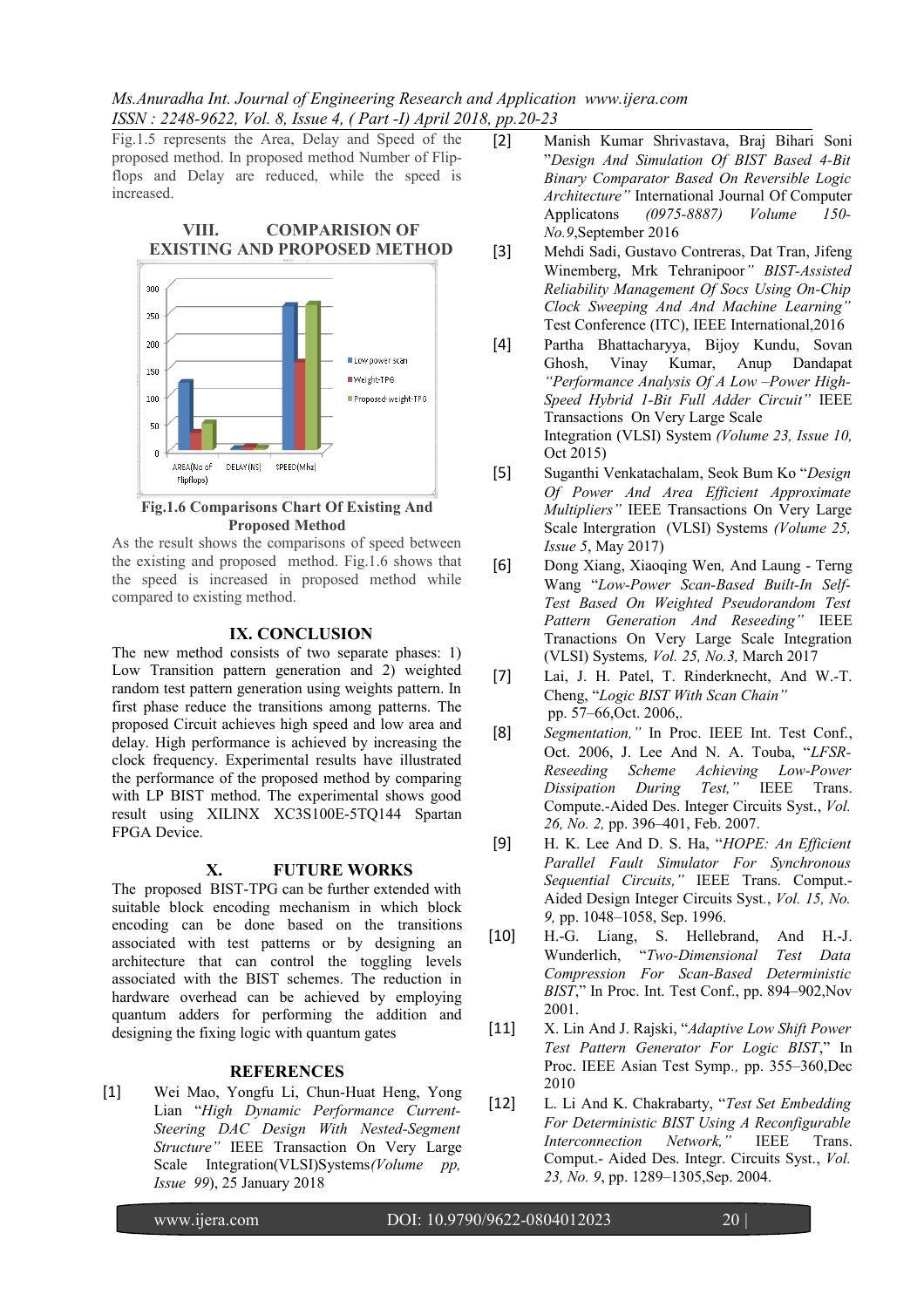Fig.1.5 represents the Area, Delay and Speed of the proposed method. In proposed method Number of Flip-flops and Delay are reduced, while the speed is increased.

## VIII. COMPARISION OF EXISTING AND PROPOSED METHOD

**Fig.1.6 Comparisons Chart Of Existing And Proposed Method**

As the result shows the comparisons of speed between the existing and proposed method. Fig.1.6 shows that the speed is increased in proposed method while compared to existing method.

## IX. CONCLUSION

The new method consists of two separate phases: 1) Low Transition pattern generation and 2) weighted random test pattern generation using weights pattern. In first phase reduce the transitions among patterns. The proposed Circuit achieves high speed and low area and delay. High performance is achieved by increasing the clock frequency. Experimental results have illustrated the performance of the proposed method by comparing with LP BIST method. The experimental shows good result using XILINX XC3S100E-5TQ144 Spartan FPGA Device.

## X. FUTURE WORKS

The proposed BIST-TPG can be further extended with suitable block encoding mechanism in which block encoding can be done based on the transitions associated with test patterns or by designing an architecture that can control the toggling levels associated with the BIST schemes. The reduction in hardware overhead can be achieved by employing quantum adders for performing the addition and designing the fixing logic with quantum gates

## REFERENCES

[1] Wei Mao, Yongfu Li, Chun-Huat Heng, Yong Lian "*High Dynamic Performance Current-Steering DAC Design With Nested-Segment Structure"* IEEE Transaction On Very Large Scale Integration(VLSI)Systems*(Volume pp, Issue 99*), 25 January 2018

[2] Manish Kumar Shrivastava, Braj Bihari Soni "*Design And Simulation Of BIST Based 4-Bit Binary Comparator Based On Reversible Logic Architecture"* International Journal Of Computer Applicatons *(0975-8887) Volume 150-No.9*,September 2016

[3] Mehdi Sadi, Gustavo Contreras, Dat Tran, Jifeng Winemberg, Mrk Tehranipoor*" BIST-Assisted Reliability Management Of Socs Using On-Chip Clock Sweeping And And Machine Learning"* Test Conference (ITC), IEEE International,2016

[4] Partha Bhattacharyya, Bijoy Kundu, Sovan Ghosh, Vinay Kumar, Anup Dandapat *"Performance Analysis Of A Low –Power High-Speed Hybrid 1-Bit Full Adder Circuit"* IEEE Transactions On Very Large Scale Integration (VLSI) System *(Volume 23, Issue 10,* Oct 2015)

[5] Suganthi Venkatachalam, Seok Bum Ko "*Design Of Power And Area Efficient Approximate Multipliers"* IEEE Transactions On Very Large Scale Intergration (VLSI) Systems *(Volume 25, Issue 5*, May 2017)

[6] Dong Xiang, Xiaoqing Wen, And Laung - Terng Wang "*Low-Power Scan-Based Built-In Self-Test Based On Weighted Pseudorandom Test Pattern Generation And Reseeding"* IEEE Tranactions On Very Large Scale Integration (VLSI) Systems*, Vol. 25, No.3,* March 2017

[7] Lai, J. H. Patel, T. Rinderknecht, And W.-T. Cheng, "*Logic BIST With Scan Chain"* pp. 57–66,Oct. 2006,.

[8] *Segmentation,"* In Proc. IEEE Int. Test Conf., Oct. 2006, J. Lee And N. A. Touba, "*LFSR-Reseeding Scheme Achieving Low-Power Dissipation During Test,"* IEEE Trans. Compute.-Aided Des. Integer Circuits Syst., *Vol. 26, No. 2,* pp. 396–401, Feb. 2007.

[9] H. K. Lee And D. S. Ha, "*HOPE: An Efficient Parallel Fault Simulator For Synchronous Sequential Circuits,"* IEEE Trans. Comput.-Aided Design Integer Circuits Syst., *Vol. 15, No. 9,* pp. 1048–1058, Sep. 1996.

[10] H.-G. Liang, S. Hellebrand, And H.-J. Wunderlich, "*Two-Dimensional Test Data Compression For Scan-Based Deterministic BIST*," In Proc. Int. Test Conf., pp. 894–902,Nov 2001.

[11] X. Lin And J. Rajski, "*Adaptive Low Shift Power Test Pattern Generator For Logic BIST*," In Proc. IEEE Asian Test Symp*.,* pp. 355–360,Dec 2010

[12] L. Li And K. Chakrabarty, "*Test Set Embedding For Deterministic BIST Using A Reconfigurable Interconnection Network,"* IEEE Trans. Comput.- Aided Des. Integr. Circuits Syst., *Vol. 23, No. 9*, pp. 1289–1305,Sep. 2004.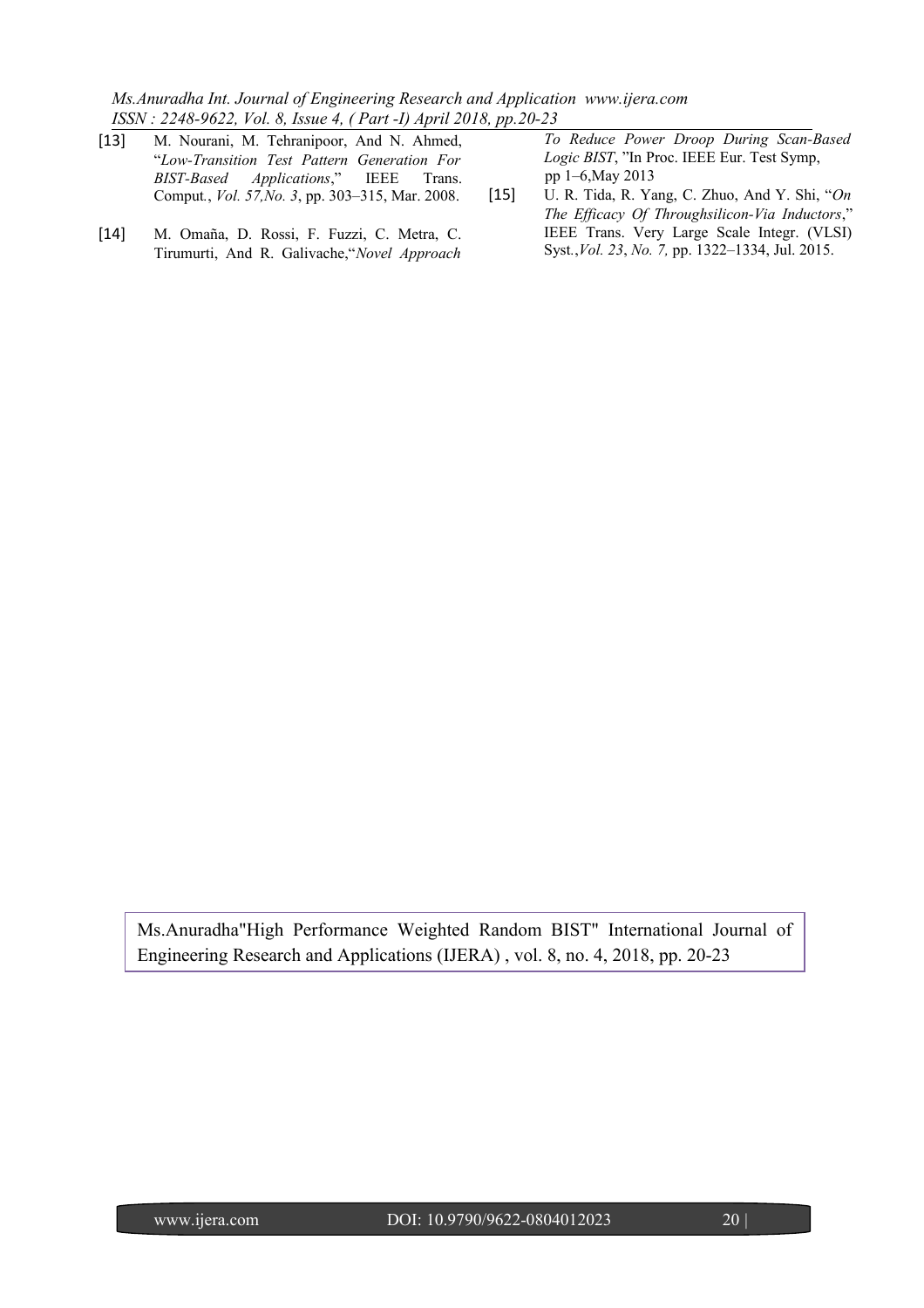[13] M. Nourani, M. Tehranipoor, And N. Ahmed, "*Low-Transition Test Pattern Generation For BIST-Based Applications*," IEEE Trans. Comput., *Vol. 57,No. 3*, pp. 303–315, Mar. 2008.

[14] M. Omaña, D. Rossi, F. Fuzzi, C. Metra, C. Tirumurti, And R. Galivache,"*Novel Approach To Reduce Power Droop During Scan-Based Logic BIST*, "In Proc. IEEE Eur. Test Symp, pp 1–6,May 2013

[15] U. R. Tida, R. Yang, C. Zhuo, And Y. Shi, "*On The Efficacy Of Throughsilicon-Via Inductors*," IEEE Trans. Very Large Scale Integr. (VLSI) Syst.,*Vol. 23*, *No. 7,* pp. 1322–1334, Jul. 2015.

Ms.Anuradha"High Performance Weighted Random BIST" International Journal of Engineering Research and Applications (IJERA) , vol. 8, no. 4, 2018, pp. 20-23